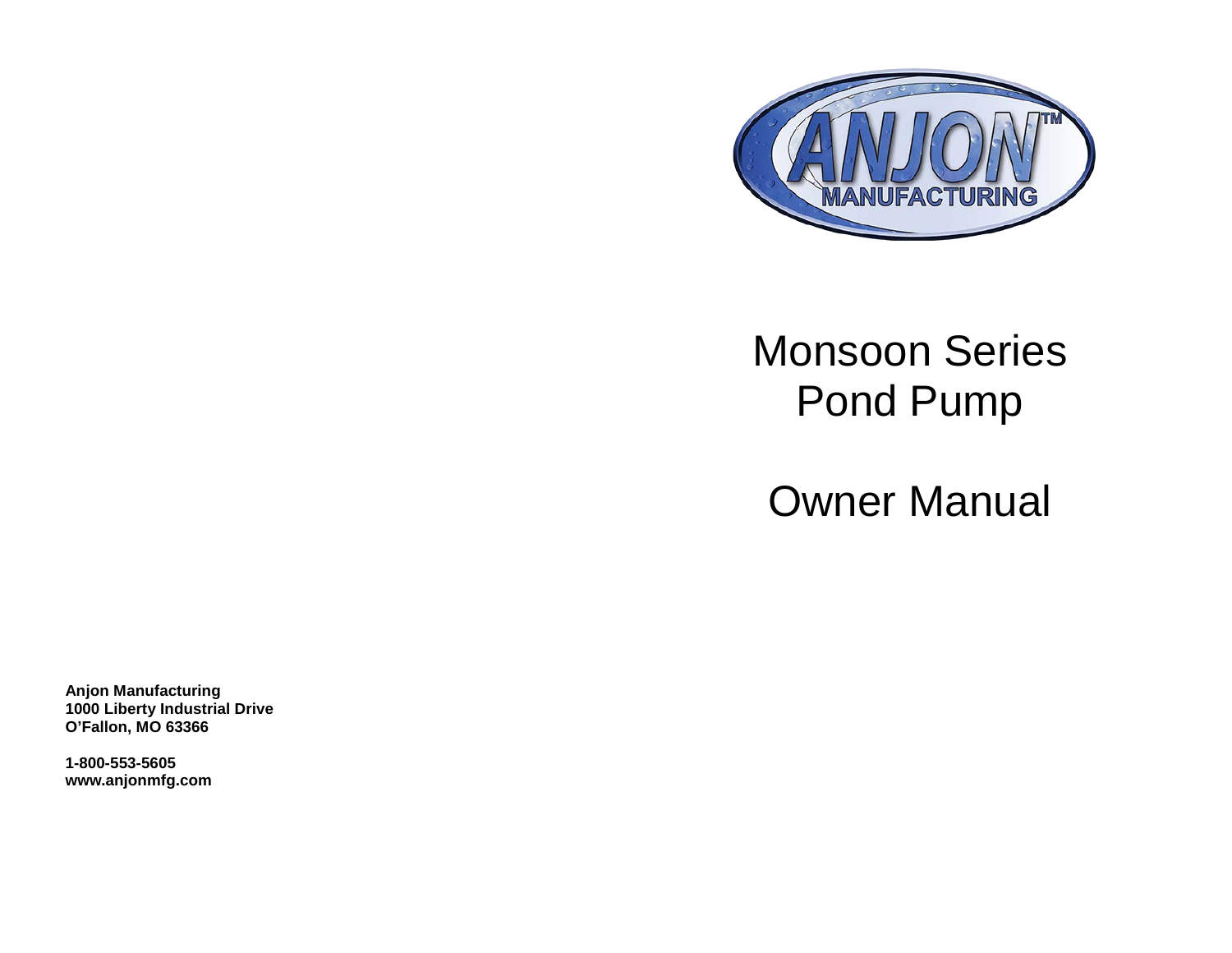ANJON™
MANUFACTURING

# Monsoon Series Pond Pump

# Owner Manual

**Anjon Manufacturing**
**1000 Liberty Industrial Drive**
**O'Fallon, MO 63366**

**1-800-553-5605**
**www.anjonmfg.com**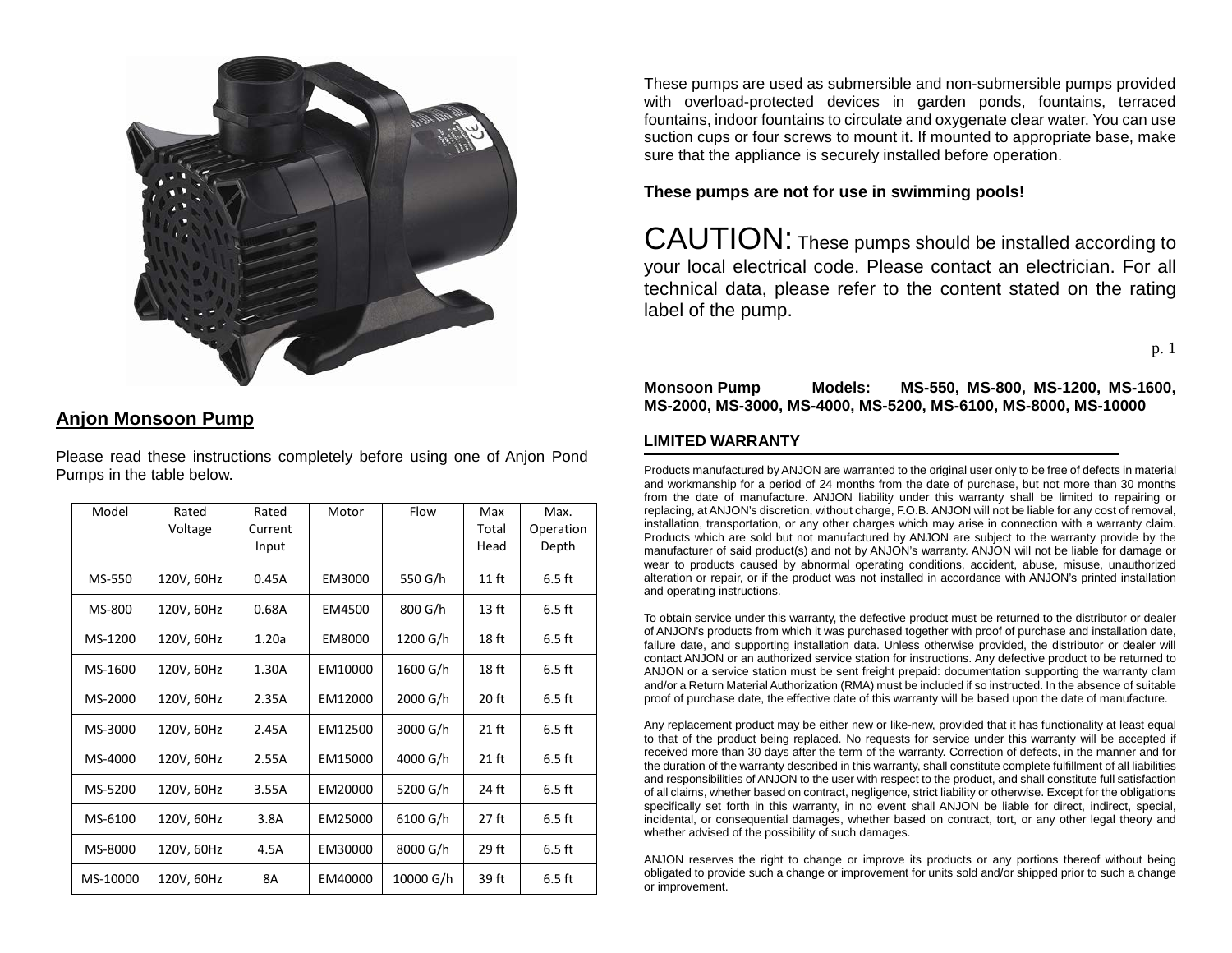## Anjon Monsoon Pump

Please read these instructions completely before using one of Anjon Pond Pumps in the table below.

| Model | Rated Voltage | Rated Current Input | Motor | Flow | Max Total Head | Max. Operation Depth |
|---|---|---|---|---|---|---|
| MS-550 | 120V, 60Hz | 0.45A | EM3000 | 550 G/h | 11 ft | 6.5 ft |
| MS-800 | 120V, 60Hz | 0.68A | EM4500 | 800 G/h | 13 ft | 6.5 ft |
| MS-1200 | 120V, 60Hz | 1.20a | EM8000 | 1200 G/h | 18 ft | 6.5 ft |
| MS-1600 | 120V, 60Hz | 1.30A | EM10000 | 1600 G/h | 18 ft | 6.5 ft |
| MS-2000 | 120V, 60Hz | 2.35A | EM12000 | 2000 G/h | 20 ft | 6.5 ft |
| MS-3000 | 120V, 60Hz | 2.45A | EM12500 | 3000 G/h | 21 ft | 6.5 ft |
| MS-4000 | 120V, 60Hz | 2.55A | EM15000 | 4000 G/h | 21 ft | 6.5 ft |
| MS-5200 | 120V, 60Hz | 3.55A | EM20000 | 5200 G/h | 24 ft | 6.5 ft |
| MS-6100 | 120V, 60Hz | 3.8A | EM25000 | 6100 G/h | 27 ft | 6.5 ft |
| MS-8000 | 120V, 60Hz | 4.5A | EM30000 | 8000 G/h | 29 ft | 6.5 ft |
| MS-10000 | 120V, 60Hz | 8A | EM40000 | 10000 G/h | 39 ft | 6.5 ft |

These pumps are used as submersible and non-submersible pumps provided with overload-protected devices in garden ponds, fountains, terraced fountains, indoor fountains to circulate and oxygenate clear water. You can use suction cups or four screws to mount it. If mounted to appropriate base, make sure that the appliance is securely installed before operation.

**These pumps are not for use in swimming pools!**

CAUTION: These pumps should be installed according to your local electrical code. Please contact an electrician. For all technical data, please refer to the content stated on the rating label of the pump.

**Monsoon Pump Models: MS-550, MS-800, MS-1200, MS-1600, MS-2000, MS-3000, MS-4000, MS-5200, MS-6100, MS-8000, MS-10000**

### LIMITED WARRANTY

Products manufactured by ANJON are warranted to the original user only to be free of defects in material and workmanship for a period of 24 months from the date of purchase, but not more than 30 months from the date of manufacture. ANJON liability under this warranty shall be limited to repairing or replacing, at ANJON's discretion, without charge, F.O.B. ANJON will not be liable for any cost of removal, installation, transportation, or any other charges which may arise in connection with a warranty claim. Products which are sold but not manufactured by ANJON are subject to the warranty provide by the manufacturer of said product(s) and not by ANJON's warranty. ANJON will not be liable for damage or wear to products caused by abnormal operating conditions, accident, abuse, misuse, unauthorized alteration or repair, or if the product was not installed in accordance with ANJON's printed installation and operating instructions.

To obtain service under this warranty, the defective product must be returned to the distributor or dealer of ANJON's products from which it was purchased together with proof of purchase and installation date, failure date, and supporting installation data. Unless otherwise provided, the distributor or dealer will contact ANJON or an authorized service station for instructions. Any defective product to be returned to ANJON or a service station must be sent freight prepaid: documentation supporting the warranty clam and/or a Return Material Authorization (RMA) must be included if so instructed. In the absence of suitable proof of purchase date, the effective date of this warranty will be based upon the date of manufacture.

Any replacement product may be either new or like-new, provided that it has functionality at least equal to that of the product being replaced. No requests for service under this warranty will be accepted if received more than 30 days after the term of the warranty. Correction of defects, in the manner and for the duration of the warranty described in this warranty, shall constitute complete fulfillment of all liabilities and responsibilities of ANJON to the user with respect to the product, and shall constitute full satisfaction of all claims, whether based on contract, negligence, strict liability or otherwise. Except for the obligations specifically set forth in this warranty, in no event shall ANJON be liable for direct, indirect, special, incidental, or consequential damages, whether based on contract, tort, or any other legal theory and whether advised of the possibility of such damages.

ANJON reserves the right to change or improve its products or any portions thereof without being obligated to provide such a change or improvement for units sold and/or shipped prior to such a change or improvement.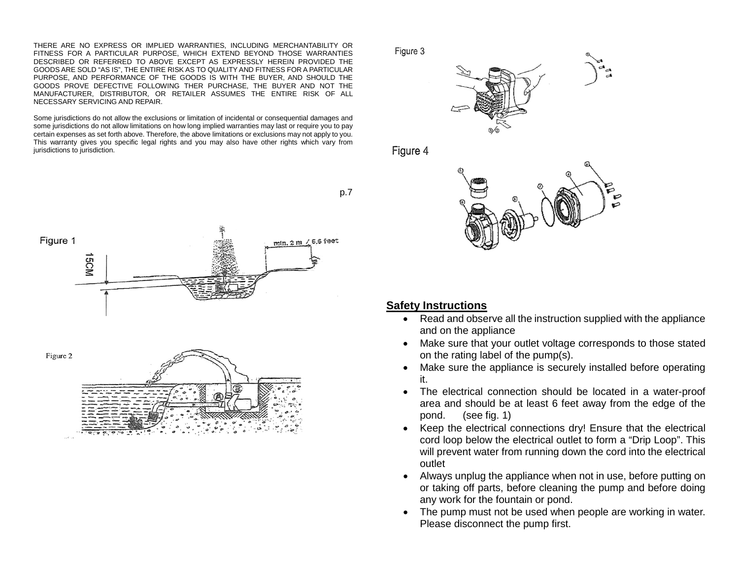THERE ARE NO EXPRESS OR IMPLIED WARRANTIES, INCLUDING MERCHANTABILITY OR FITNESS FOR A PARTICULAR PURPOSE, WHICH EXTEND BEYOND THOSE WARRANTIES DESCRIBED OR REFERRED TO ABOVE EXCEPT AS EXPRESSLY HEREIN PROVIDED THE GOODS ARE SOLD "AS IS", THE ENTIRE RISK AS TO QUALITY AND FITNESS FOR A PARTICULAR PURPOSE, AND PERFORMANCE OF THE GOODS IS WITH THE BUYER, AND SHOULD THE GOODS PROVE DEFECTIVE FOLLOWING THER PURCHASE, THE BUYER AND NOT THE MANUFACTURER, DISTRIBUTOR, OR RETAILER ASSUMES THE ENTIRE RISK OF ALL NECESSARY SERVICING AND REPAIR.

Some jurisdictions do not allow the exclusions or limitation of incidental or consequential damages and some jurisdictions do not allow limitations on how long implied warranties may last or require you to pay certain expenses as set forth above. Therefore, the above limitations or exclusions may not apply to you. This warranty gives you specific legal rights and you may also have other rights which vary from jurisdictions to jurisdiction.

Figure 1

15CM

min. 2 m / 6.6 feet

Figure 2

Figure 3

Figure 4

## Safety Instructions

- Read and observe all the instruction supplied with the appliance and on the appliance
- Make sure that your outlet voltage corresponds to those stated on the rating label of the pump(s).
- Make sure the appliance is securely installed before operating it.
- The electrical connection should be located in a water-proof area and should be at least 6 feet away from the edge of the pond. (see fig. 1)
- Keep the electrical connections dry! Ensure that the electrical cord loop below the electrical outlet to form a "Drip Loop". This will prevent water from running down the cord into the electrical outlet
- Always unplug the appliance when not in use, before putting on or taking off parts, before cleaning the pump and before doing any work for the fountain or pond.
- The pump must not be used when people are working in water. Please disconnect the pump first.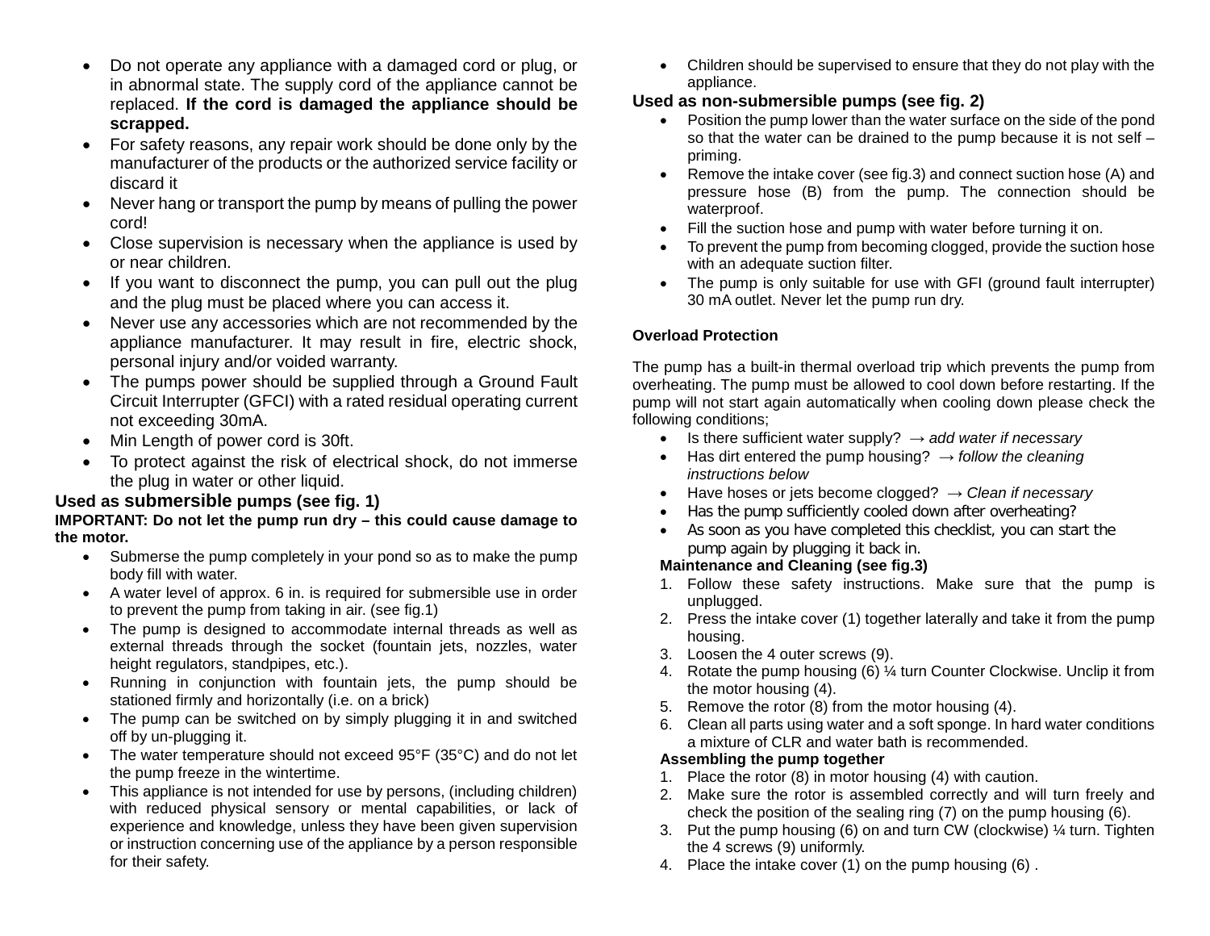- Do not operate any appliance with a damaged cord or plug, or in abnormal state. The supply cord of the appliance cannot be replaced. **If the cord is damaged the appliance should be scrapped.**
- For safety reasons, any repair work should be done only by the manufacturer of the products or the authorized service facility or discard it
- Never hang or transport the pump by means of pulling the power cord!
- Close supervision is necessary when the appliance is used by or near children.
- If you want to disconnect the pump, you can pull out the plug and the plug must be placed where you can access it.
- Never use any accessories which are not recommended by the appliance manufacturer. It may result in fire, electric shock, personal injury and/or voided warranty.
- The pumps power should be supplied through a Ground Fault Circuit Interrupter (GFCI) with a rated residual operating current not exceeding 30mA.
- Min Length of power cord is 30ft.
- To protect against the risk of electrical shock, do not immerse the plug in water or other liquid.

## Used as submersible pumps (see fig. 1)

**IMPORTANT: Do not let the pump run dry – this could cause damage to the motor.**

- Submerse the pump completely in your pond so as to make the pump body fill with water.
- A water level of approx. 6 in. is required for submersible use in order to prevent the pump from taking in air. (see fig.1)
- The pump is designed to accommodate internal threads as well as external threads through the socket (fountain jets, nozzles, water height regulators, standpipes, etc.).
- Running in conjunction with fountain jets, the pump should be stationed firmly and horizontally (i.e. on a brick)
- The pump can be switched on by simply plugging it in and switched off by un-plugging it.
- The water temperature should not exceed 95°F (35°C) and do not let the pump freeze in the wintertime.
- This appliance is not intended for use by persons, (including children) with reduced physical sensory or mental capabilities, or lack of experience and knowledge, unless they have been given supervision or instruction concerning use of the appliance by a person responsible for their safety.
- Children should be supervised to ensure that they do not play with the appliance.

## Used as non-submersible pumps (see fig. 2)

- Position the pump lower than the water surface on the side of the pond so that the water can be drained to the pump because it is not self – priming.
- Remove the intake cover (see fig.3) and connect suction hose (A) and pressure hose (B) from the pump. The connection should be waterproof.
- Fill the suction hose and pump with water before turning it on.
- To prevent the pump from becoming clogged, provide the suction hose with an adequate suction filter.
- The pump is only suitable for use with GFI (ground fault interrupter) 30 mA outlet. Never let the pump run dry.

### Overload Protection

The pump has a built-in thermal overload trip which prevents the pump from overheating. The pump must be allowed to cool down before restarting. If the pump will not start again automatically when cooling down please check the following conditions;

- Is there sufficient water supply? → *add water if necessary*
- Has dirt entered the pump housing? → *follow the cleaning instructions below*
- Have hoses or jets become clogged? → *Clean if necessary*
- Has the pump sufficiently cooled down after overheating?
- As soon as you have completed this checklist, you can start the pump again by plugging it back in.

### Maintenance and Cleaning (see fig.3)

1. Follow these safety instructions. Make sure that the pump is unplugged.
2. Press the intake cover (1) together laterally and take it from the pump housing.
3. Loosen the 4 outer screws (9).
4. Rotate the pump housing (6) ¼ turn Counter Clockwise. Unclip it from the motor housing (4).
5. Remove the rotor (8) from the motor housing (4).
6. Clean all parts using water and a soft sponge. In hard water conditions a mixture of CLR and water bath is recommended.

### Assembling the pump together

1. Place the rotor (8) in motor housing (4) with caution.
2. Make sure the rotor is assembled correctly and will turn freely and check the position of the sealing ring (7) on the pump housing (6).
3. Put the pump housing (6) on and turn CW (clockwise) ¼ turn. Tighten the 4 screws (9) uniformly.
4. Place the intake cover (1) on the pump housing (6) .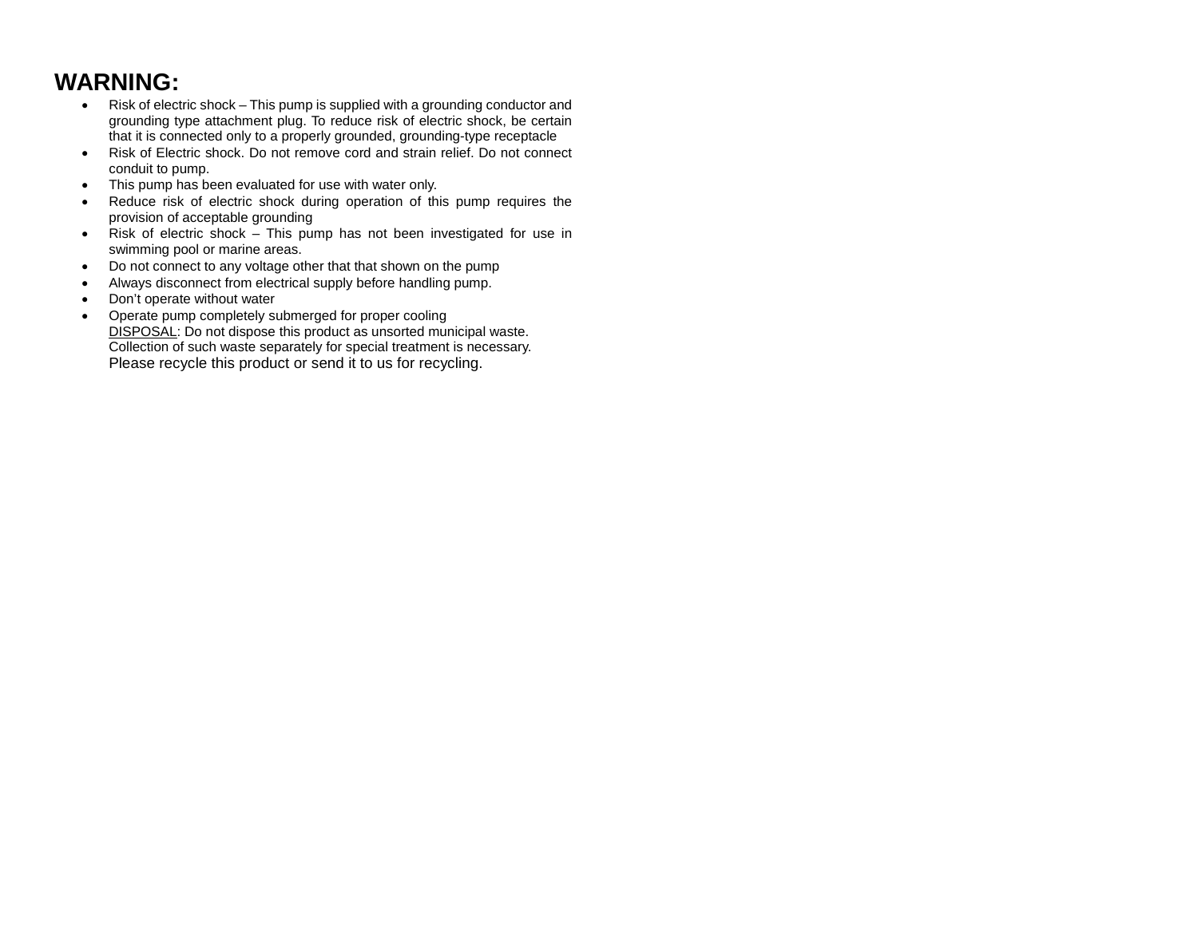## WARNING:

- Risk of electric shock – This pump is supplied with a grounding conductor and grounding type attachment plug. To reduce risk of electric shock, be certain that it is connected only to a properly grounded, grounding-type receptacle
- Risk of Electric shock. Do not remove cord and strain relief. Do not connect conduit to pump.
- This pump has been evaluated for use with water only.
- Reduce risk of electric shock during operation of this pump requires the provision of acceptable grounding
- Risk of electric shock – This pump has not been investigated for use in swimming pool or marine areas.
- Do not connect to any voltage other that that shown on the pump
- Always disconnect from electrical supply before handling pump.
- Don't operate without water
- Operate pump completely submerged for proper cooling

  DISPOSAL: Do not dispose this product as unsorted municipal waste. Collection of such waste separately for special treatment is necessary. Please recycle this product or send it to us for recycling.